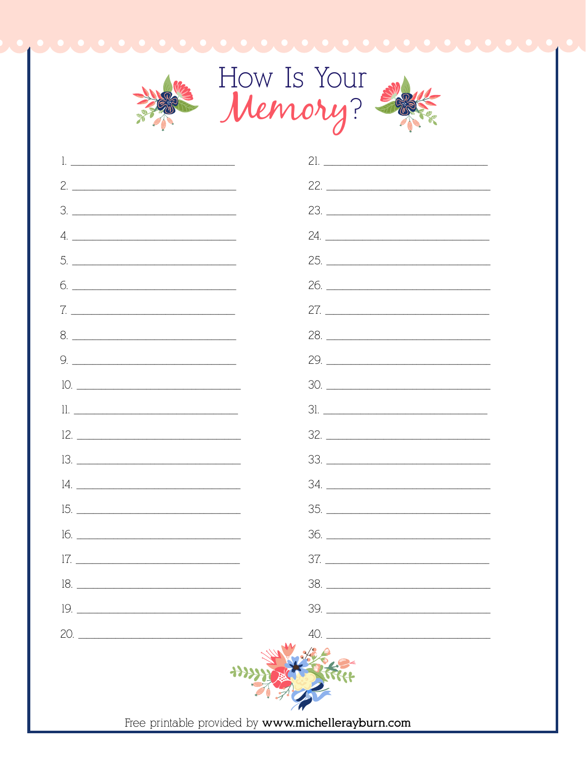# How Is Your *Memory*?

1. ______________________________
2. ______________________________
3. ______________________________
4. ______________________________
5. ______________________________
6. ______________________________
7. ______________________________
8. ______________________________
9. ______________________________
10. ______________________________
11. ______________________________
12. ______________________________
13. ______________________________
14. ______________________________
15. ______________________________
16. ______________________________
17. ______________________________
18. ______________________________
19. ______________________________
20. ______________________________
21. ______________________________
22. ______________________________
23. ______________________________
24. ______________________________
25. ______________________________
26. ______________________________
27. ______________________________
28. ______________________________
29. ______________________________
30. ______________________________
31. ______________________________
32. ______________________________
33. ______________________________
34. ______________________________
35. ______________________________
36. ______________________________
37. ______________________________
38. ______________________________
39. ______________________________
40. ______________________________

Free printable provided by **www.michellerayburn.com**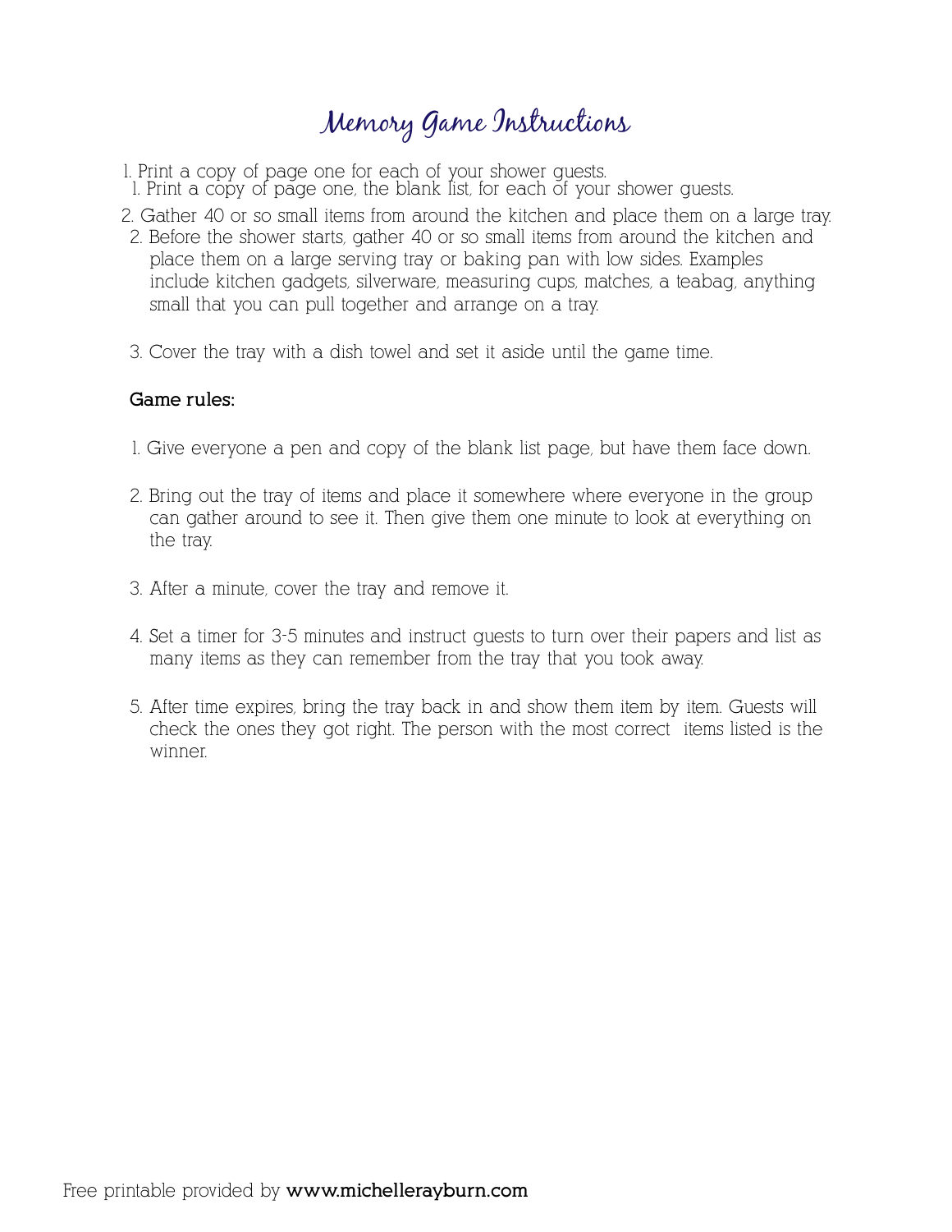# Memory Game Instructions

1. Print a copy of page one for each of your shower guests.

1. Print a copy of page one, the blank list, for each of your shower guests.

2. Gather 40 or so small items from around the kitchen and place them on a large tray.

2. Before the shower starts, gather 40 or so small items from around the kitchen and place them on a large serving tray or baking pan with low sides. Examples include kitchen gadgets, silverware, measuring cups, matches, a teabag, anything small that you can pull together and arrange on a tray.

3. Cover the tray with a dish towel and set it aside until the game time.

**Game rules:**

1. Give everyone a pen and copy of the blank list page, but have them face down.
2. Bring out the tray of items and place it somewhere where everyone in the group can gather around to see it. Then give them one minute to look at everything on the tray.
3. After a minute, cover the tray and remove it.
4. Set a timer for 3-5 minutes and instruct guests to turn over their papers and list as many items as they can remember from the tray that you took away.
5. After time expires, bring the tray back in and show them item by item. Guests will check the ones they got right. The person with the most correct items listed is the winner.